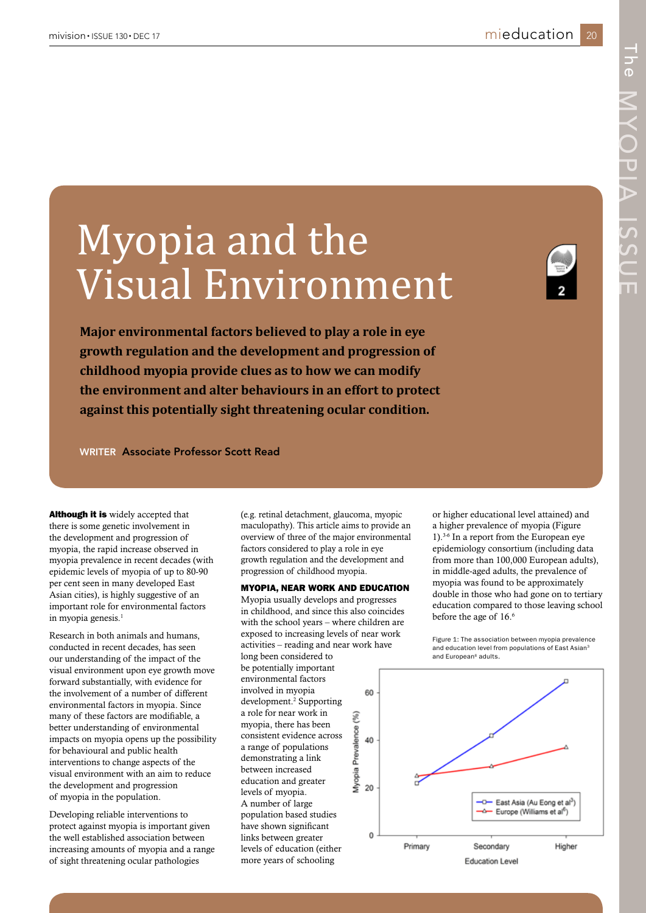# Myopia and the Visual Environment

**Major environmental factors believed to play a role in eye growth regulation and the development and progression of childhood myopia provide clues as to how we can modify the environment and alter behaviours in an effort to protect against this potentially sight threatening ocular condition.**

WRITER **Associate Professor Scott Read**

**Although it is** widely accepted that there is some genetic involvement in the development and progression of myopia, the rapid increase observed in myopia prevalence in recent decades (with epidemic levels of myopia of up to 80-90 per cent seen in many developed East Asian cities), is highly suggestive of an important role for environmental factors in myopia genesis.[1]

Research in both animals and humans, conducted in recent decades, has seen our understanding of the impact of the visual environment upon eye growth move forward substantially, with evidence for the involvement of a number of different environmental factors in myopia. Since many of these factors are modifiable, a better understanding of environmental impacts on myopia opens up the possibility for behavioural and public health interventions to change aspects of the visual environment with an aim to reduce the development and progression of myopia in the population.

Developing reliable interventions to protect against myopia is important given the well established association between increasing amounts of myopia and a range of sight threatening ocular pathologies (e.g. retinal detachment, glaucoma, myopic maculopathy). This article aims to provide an overview of three of the major environmental factors considered to play a role in eye growth regulation and the development and progression of childhood myopia.

## MYOPIA, NEAR WORK AND EDUCATION

Myopia usually develops and progresses in childhood, and since this also coincides with the school years – where children are exposed to increasing levels of near work activities – reading and near work have long been considered to be potentially important environmental factors involved in myopia development.[2] Supporting a role for near work in myopia, there has been consistent evidence across a range of populations demonstrating a link between increased education and greater levels of myopia.

A number of large population based studies have shown significant links between greater levels of education (either more years of schooling or higher educational level attained) and a higher prevalence of myopia (Figure 1).[3-6] In a report from the European eye epidemiology consortium (including data from more than 100,000 European adults), in middle-aged adults, the prevalence of myopia was found to be approximately double in those who had gone on to tertiary education compared to those leaving school before the age of 16.[6]

Figure 1: The association between myopia prevalence and education level from populations of East Asian[3] and European[6] adults.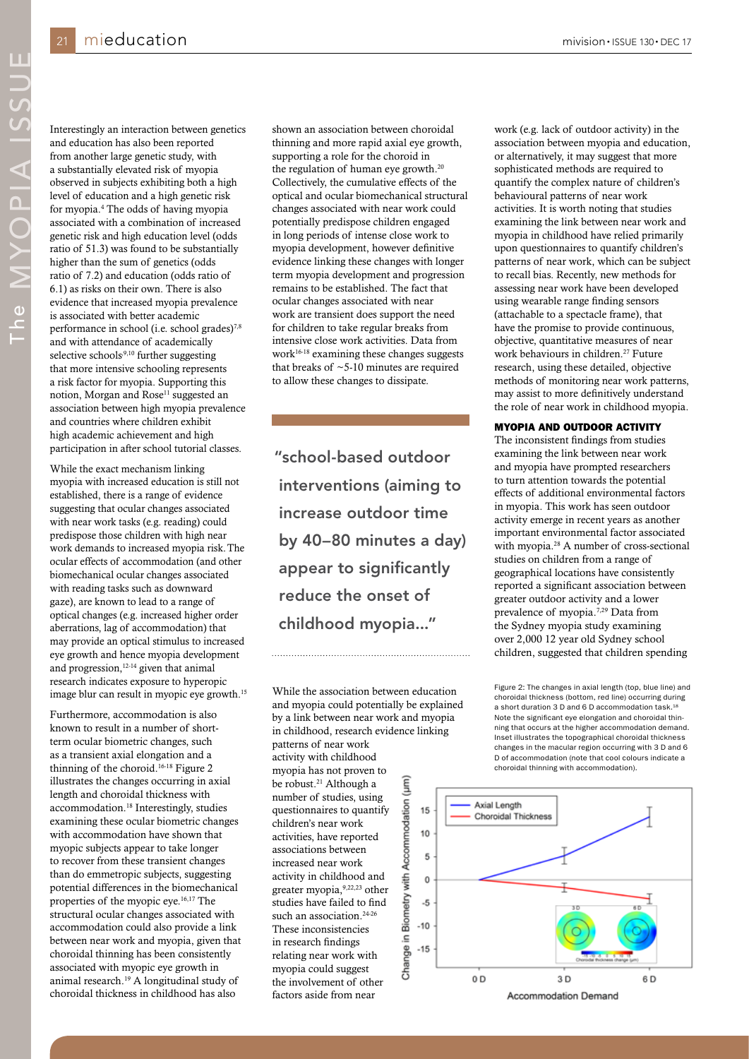Interestingly an interaction between genetics and education has also been reported from another large genetic study, with a substantially elevated risk of myopia observed in subjects exhibiting both a high level of education and a high genetic risk for myopia.[4] The odds of having myopia associated with a combination of increased genetic risk and high education level (odds ratio of 51.3) was found to be substantially higher than the sum of genetics (odds ratio of 7.2) and education (odds ratio of 6.1) as risks on their own. There is also evidence that increased myopia prevalence is associated with better academic performance in school (i.e. school grades)[7,8] and with attendance of academically selective schools[9,10] further suggesting that more intensive schooling represents a risk factor for myopia. Supporting this notion, Morgan and Rose[11] suggested an association between high myopia prevalence and countries where children exhibit high academic achievement and high participation in after school tutorial classes.

While the exact mechanism linking myopia with increased education is still not established, there is a range of evidence suggesting that ocular changes associated with near work tasks (e.g. reading) could predispose those children with high near work demands to increased myopia risk. The ocular effects of accommodation (and other biomechanical ocular changes associated with reading tasks such as downward gaze), are known to lead to a range of optical changes (e.g. increased higher order aberrations, lag of accommodation) that may provide an optical stimulus to increased eye growth and hence myopia development and progression,[12-14] given that animal research indicates exposure to hyperopic image blur can result in myopic eye growth.[15]

Furthermore, accommodation is also known to result in a number of short-term ocular biometric changes, such as a transient axial elongation and a thinning of the choroid.[16-18] Figure 2 illustrates the changes occurring in axial length and choroidal thickness with accommodation.[18] Interestingly, studies examining these ocular biometric changes with accommodation have shown that myopic subjects appear to take longer to recover from these transient changes than do emmetropic subjects, suggesting potential differences in the biomechanical properties of the myopic eye.[16,17] The structural ocular changes associated with accommodation could also provide a link between near work and myopia, given that choroidal thinning has been consistently associated with myopic eye growth in animal research.[19] A longitudinal study of choroidal thickness in childhood has also shown an association between choroidal thinning and more rapid axial eye growth, supporting a role for the choroid in the regulation of human eye growth.[20] Collectively, the cumulative effects of the optical and ocular biomechanical structural changes associated with near work could potentially predispose children engaged in long periods of intense close work to myopia development, however definitive evidence linking these changes with longer term myopia development and progression remains to be established. The fact that ocular changes associated with near work are transient does support the need for children to take regular breaks from intensive close work activities. Data from work[16-18] examining these changes suggests that breaks of ~5-10 minutes are required to allow these changes to dissipate.

> "school-based outdoor interventions (aiming to increase outdoor time by 40–80 minutes a day) appear to significantly reduce the onset of childhood myopia..."

While the association between education and myopia could potentially be explained by a link between near work and myopia in childhood, research evidence linking patterns of near work activity with childhood myopia has not proven to be robust.[21] Although a number of studies, using questionnaires to quantify children's near work activities, have reported associations between increased near work activity in childhood and greater myopia,[9,22,23] other studies have failed to find such an association.[24-26] These inconsistencies in research findings relating near work with myopia could suggest the involvement of other factors aside from near work (e.g. lack of outdoor activity) in the association between myopia and education, or alternatively, it may suggest that more sophisticated methods are required to quantify the complex nature of children's behavioural patterns of near work activities. It is worth noting that studies examining the link between near work and myopia in childhood have relied primarily upon questionnaires to quantify children's patterns of near work, which can be subject to recall bias. Recently, new methods for assessing near work have been developed using wearable range finding sensors (attachable to a spectacle frame), that have the promise to provide continuous, objective, quantitative measures of near work behaviours in children.[27] Future research, using these detailed, objective methods of monitoring near work patterns, may assist to more definitively understand the role of near work in childhood myopia.

## MYOPIA AND OUTDOOR ACTIVITY

The inconsistent findings from studies examining the link between near work and myopia have prompted researchers to turn attention towards the potential effects of additional environmental factors in myopia. This work has seen outdoor activity emerge in recent years as another important environmental factor associated with myopia.[28] A number of cross-sectional studies on children from a range of geographical locations have consistently reported a significant association between greater outdoor activity and a lower prevalence of myopia.[7,29] Data from the Sydney myopia study examining over 2,000 12 year old Sydney school children, suggested that children spending

Figure 2: The changes in axial length (top, blue line) and choroidal thickness (bottom, red line) occurring during a short duration 3 D and 6 D accommodation task.[18] Note the significant eye elongation and choroidal thinning that occurs at the higher accommodation demand. Inset illustrates the topographical choroidal thickness changes in the macular region occurring with 3 D and 6 D of accommodation (note that cool colours indicate a choroidal thinning with accommodation).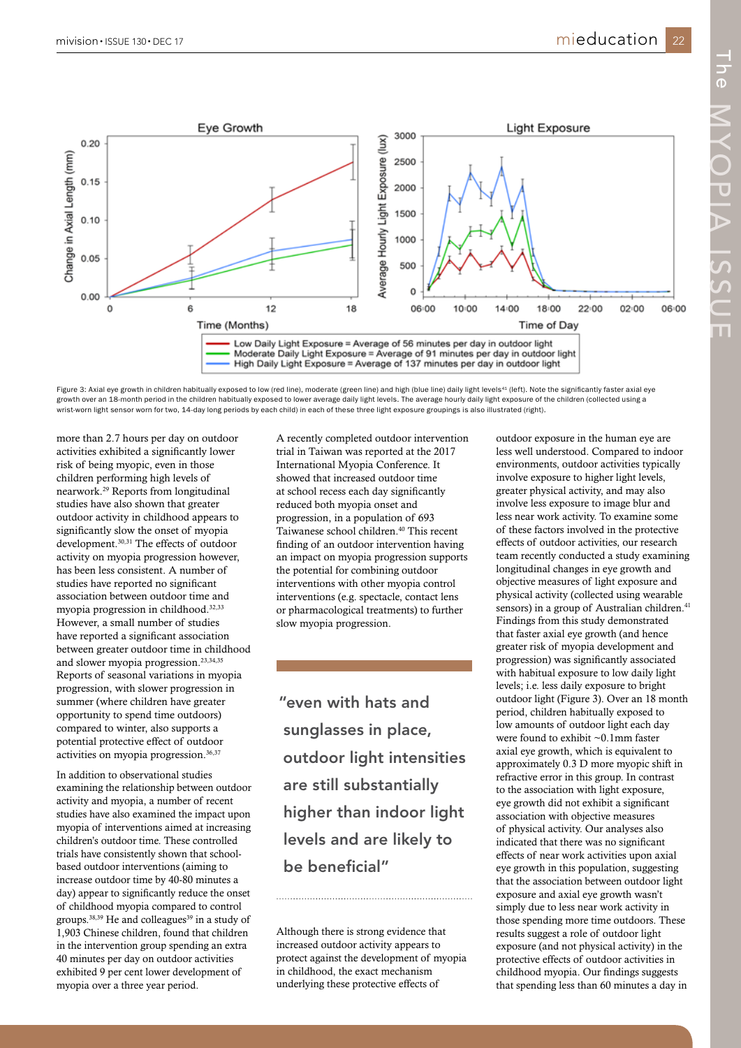Figure 3: Axial eye growth in children habitually exposed to low (red line), moderate (green line) and high (blue line) daily light levels[41] (left). Note the significantly faster axial eye growth over an 18-month period in the children habitually exposed to lower average daily light levels. The average hourly daily light exposure of the children (collected using a wrist-worn light sensor worn for two, 14-day long periods by each child) in each of these three light exposure groupings is also illustrated (right).

more than 2.7 hours per day on outdoor activities exhibited a significantly lower risk of being myopic, even in those children performing high levels of nearwork.[29] Reports from longitudinal studies have also shown that greater outdoor activity in childhood appears to significantly slow the onset of myopia development.[30,31] The effects of outdoor activity on myopia progression however, has been less consistent. A number of studies have reported no significant association between outdoor time and myopia progression in childhood.[32,33] However, a small number of studies have reported a significant association between greater outdoor time in childhood and slower myopia progression.[23,34,35] Reports of seasonal variations in myopia progression, with slower progression in summer (where children have greater opportunity to spend time outdoors) compared to winter, also supports a potential protective effect of outdoor activities on myopia progression.[36,37]

In addition to observational studies examining the relationship between outdoor activity and myopia, a number of recent studies have also examined the impact upon myopia of interventions aimed at increasing children's outdoor time. These controlled trials have consistently shown that school-based outdoor interventions (aiming to increase outdoor time by 40-80 minutes a day) appear to significantly reduce the onset of childhood myopia compared to control groups.[38,39] He and colleagues[39] in a study of 1,903 Chinese children, found that children in the intervention group spending an extra 40 minutes per day on outdoor activities exhibited 9 per cent lower development of myopia over a three year period.

A recently completed outdoor intervention trial in Taiwan was reported at the 2017 International Myopia Conference. It showed that increased outdoor time at school recess each day significantly reduced both myopia onset and progression, in a population of 693 Taiwanese school children.[40] This recent finding of an outdoor intervention having an impact on myopia progression supports the potential for combining outdoor interventions with other myopia control interventions (e.g. spectacle, contact lens or pharmacological treatments) to further slow myopia progression.

> "even with hats and sunglasses in place, outdoor light intensities are still substantially higher than indoor light levels and are likely to be beneficial"

Although there is strong evidence that increased outdoor activity appears to protect against the development of myopia in childhood, the exact mechanism underlying these protective effects of outdoor exposure in the human eye are less well understood. Compared to indoor environments, outdoor activities typically involve exposure to higher light levels, greater physical activity, and may also involve less exposure to image blur and less near work activity. To examine some of these factors involved in the protective effects of outdoor activities, our research team recently conducted a study examining longitudinal changes in eye growth and objective measures of light exposure and physical activity (collected using wearable sensors) in a group of Australian children.[41] Findings from this study demonstrated that faster axial eye growth (and hence greater risk of myopia development and progression) was significantly associated with habitual exposure to low daily light levels; i.e. less daily exposure to bright outdoor light (Figure 3). Over an 18 month period, children habitually exposed to low amounts of outdoor light each day were found to exhibit ~0.1mm faster axial eye growth, which is equivalent to approximately 0.3 D more myopic shift in refractive error in this group. In contrast to the association with light exposure, eye growth did not exhibit a significant association with objective measures of physical activity. Our analyses also indicated that there was no significant effects of near work activities upon axial eye growth in this population, suggesting that the association between outdoor light exposure and axial eye growth wasn't simply due to less near work activity in those spending more time outdoors. These results suggest a role of outdoor light exposure (and not physical activity) in the protective effects of outdoor activities in childhood myopia. Our findings suggests that spending less than 60 minutes a day in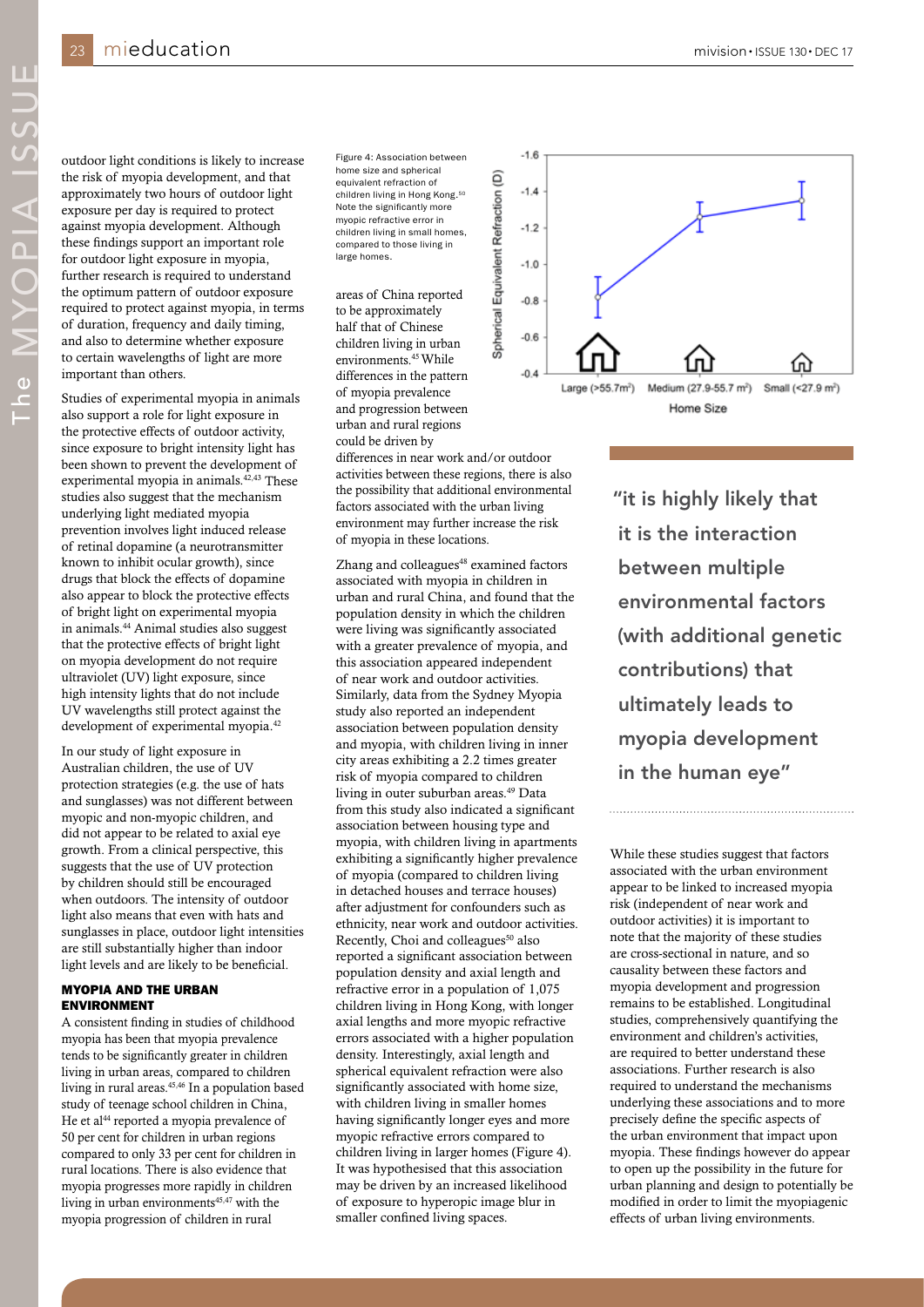outdoor light conditions is likely to increase the risk of myopia development, and that approximately two hours of outdoor light exposure per day is required to protect against myopia development. Although these findings support an important role for outdoor light exposure in myopia, further research is required to understand the optimum pattern of outdoor exposure required to protect against myopia, in terms of duration, frequency and daily timing, and also to determine whether exposure to certain wavelengths of light are more important than others.

Studies of experimental myopia in animals also support a role for light exposure in the protective effects of outdoor activity, since exposure to bright intensity light has been shown to prevent the development of experimental myopia in animals.[42,43] These studies also suggest that the mechanism underlying light mediated myopia prevention involves light induced release of retinal dopamine (a neurotransmitter known to inhibit ocular growth), since drugs that block the effects of dopamine also appear to block the protective effects of bright light on experimental myopia in animals.[44] Animal studies also suggest that the protective effects of bright light on myopia development do not require ultraviolet (UV) light exposure, since high intensity lights that do not include UV wavelengths still protect against the development of experimental myopia.[42]

In our study of light exposure in Australian children, the use of UV protection strategies (e.g. the use of hats and sunglasses) was not different between myopic and non-myopic children, and did not appear to be related to axial eye growth. From a clinical perspective, this suggests that the use of UV protection by children should still be encouraged when outdoors. The intensity of outdoor light also means that even with hats and sunglasses in place, outdoor light intensities are still substantially higher than indoor light levels and are likely to be beneficial.

## MYOPIA AND THE URBAN ENVIRONMENT

A consistent finding in studies of childhood myopia has been that myopia prevalence tends to be significantly greater in children living in urban areas, compared to children living in rural areas.[45,46] In a population based study of teenage school children in China, He et al[44] reported a myopia prevalence of 50 per cent for children in urban regions compared to only 33 per cent for children in rural locations. There is also evidence that myopia progresses more rapidly in children living in urban environments[45,47] with the myopia progression of children in rural areas of China reported to be approximately half that of Chinese children living in urban environments.[45] While differences in the pattern of myopia prevalence and progression between urban and rural regions could be driven by differences in near work and/or outdoor activities between these regions, there is also the possibility that additional environmental factors associated with the urban living environment may further increase the risk of myopia in these locations.

Figure 4: Association between home size and spherical equivalent refraction of children living in Hong Kong.[50] Note the significantly more myopic refractive error in children living in small homes, compared to those living in large homes.

Zhang and colleagues[48] examined factors associated with myopia in children in urban and rural China, and found that the population density in which the children were living was significantly associated with a greater prevalence of myopia, and this association appeared independent of near work and outdoor activities. Similarly, data from the Sydney Myopia study also reported an independent association between population density and myopia, with children living in inner city areas exhibiting a 2.2 times greater risk of myopia compared to children living in outer suburban areas.[49] Data from this study also indicated a significant association between housing type and myopia, with children living in apartments exhibiting a significantly higher prevalence of myopia (compared to children living in detached houses and terrace houses) after adjustment for confounders such as ethnicity, near work and outdoor activities. Recently, Choi and colleagues[50] also reported a significant association between population density and axial length and refractive error in a population of 1,075 children living in Hong Kong, with longer axial lengths and more myopic refractive errors associated with a higher population density. Interestingly, axial length and spherical equivalent refraction were also significantly associated with home size, with children living in smaller homes having significantly longer eyes and more myopic refractive errors compared to children living in larger homes (Figure 4). It was hypothesised that this association may be driven by an increased likelihood of exposure to hyperopic image blur in smaller confined living spaces.

> "it is highly likely that it is the interaction between multiple environmental factors (with additional genetic contributions) that ultimately leads to myopia development in the human eye"

While these studies suggest that factors associated with the urban environment appear to be linked to increased myopia risk (independent of near work and outdoor activities) it is important to note that the majority of these studies are cross-sectional in nature, and so causality between these factors and myopia development and progression remains to be established. Longitudinal studies, comprehensively quantifying the environment and children's activities, are required to better understand these associations. Further research is also required to understand the mechanisms underlying these associations and to more precisely define the specific aspects of the urban environment that impact upon myopia. These findings however do appear to open up the possibility in the future for urban planning and design to potentially be modified in order to limit the myopiagenic effects of urban living environments.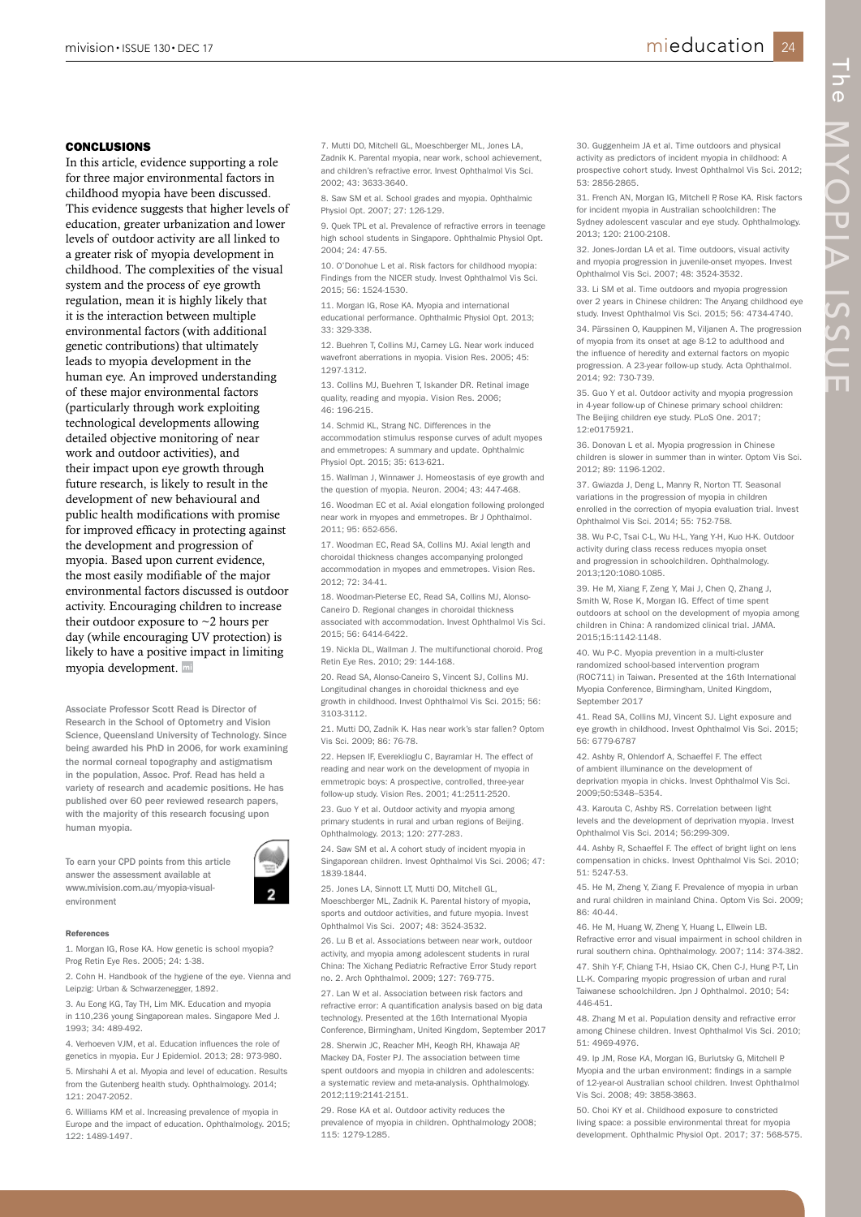## CONCLUSIONS

In this article, evidence supporting a role for three major environmental factors in childhood myopia have been discussed. This evidence suggests that higher levels of education, greater urbanization and lower levels of outdoor activity are all linked to a greater risk of myopia development in childhood. The complexities of the visual system and the process of eye growth regulation, mean it is highly likely that it is the interaction between multiple environmental factors (with additional genetic contributions) that ultimately leads to myopia development in the human eye. An improved understanding of these major environmental factors (particularly through work exploiting technological developments allowing detailed objective monitoring of near work and outdoor activities), and their impact upon eye growth through future research, is likely to result in the development of new behavioural and public health modifications with promise for improved efficacy in protecting against the development and progression of myopia. Based upon current evidence, the most easily modifiable of the major environmental factors discussed is outdoor activity. Encouraging children to increase their outdoor exposure to ~2 hours per day (while encouraging UV protection) is likely to have a positive impact in limiting myopia development.

Associate Professor Scott Read is Director of Research in the School of Optometry and Vision Science, Queensland University of Technology. Since being awarded his PhD in 2006, for work examining the normal corneal topography and astigmatism in the population, Assoc. Prof. Read has held a variety of research and academic positions. He has published over 60 peer reviewed research papers, with the majority of this research focusing upon human myopia.

To earn your CPD points from this article answer the assessment available at www.mivision.com.au/myopia-visual-environment

2

### References

1. Morgan IG, Rose KA. How genetic is school myopia? Prog Retin Eye Res. 2005; 24: 1-38.
2. Cohn H. Handbook of the hygiene of the eye. Vienna and Leipzig: Urban & Schwarzenegger, 1892.
3. Au Eong KG, Tay TH, Lim MK. Education and myopia in 110,236 young Singaporean males. Singapore Med J. 1993; 34: 489-492.
4. Verhoeven VJM, et al. Education influences the role of genetics in myopia. Eur J Epidemiol. 2013; 28: 973-980.
5. Mirshahi A et al. Myopia and level of education. Results from the Gutenberg health study. Ophthalmology. 2014; 121: 2047-2052.
6. Williams KM et al. Increasing prevalence of myopia in Europe and the impact of education. Ophthalmology. 2015; 122: 1489-1497.
7. Mutti DO, Mitchell GL, Moeschberger ML, Jones LA, Zadnik K. Parental myopia, near work, school achievement, and children's refractive error. Invest Ophthalmol Vis Sci. 2002; 43: 3633-3640.
8. Saw SM et al. School grades and myopia. Ophthalmic Physiol Opt. 2007; 27: 126-129.
9. Quek TPL et al. Prevalence of refractive errors in teenage high school students in Singapore. Ophthalmic Physiol Opt. 2004; 24: 47-55.
10. O'Donohue L et al. Risk factors for childhood myopia: Findings from the NICER study. Invest Ophthalmol Vis Sci. 2015; 56: 1524-1530.
11. Morgan IG, Rose KA. Myopia and international educational performance. Ophthalmic Physiol Opt. 2013; 33: 329-338.
12. Buehren T, Collins MJ, Carney LG. Near work induced wavefront aberrations in myopia. Vision Res. 2005; 45: 1297-1312.
13. Collins MJ, Buehren T, Iskander DR. Retinal image quality, reading and myopia. Vision Res. 2006; 46: 196-215.
14. Schmid KL, Strang NC. Differences in the accommodation stimulus response curves of adult myopes and emmetropes: A summary and update. Ophthalmic Physiol Opt. 2015; 35: 613-621.
15. Wallman J, Winnawer J. Homeostasis of eye growth and the question of myopia. Neuron. 2004; 43: 447-468.
16. Woodman EC et al. Axial elongation following prolonged near work in myopes and emmetropes. Br J Ophthalmol. 2011; 95: 652-656.
17. Woodman EC, Read SA, Collins MJ. Axial length and choroidal thickness changes accompanying prolonged accommodation in myopes and emmetropes. Vision Res. 2012; 72: 34-41.
18. Woodman-Pieterse EC, Read SA, Collins MJ, Alonso-Caneiro D. Regional changes in choroidal thickness associated with accommodation. Invest Ophthalmol Vis Sci. 2015; 56: 6414-6422.
19. Nickla DL, Wallman J. The multifunctional choroid. Prog Retin Eye Res. 2010; 29: 144-168.
20. Read SA, Alonso-Caneiro S, Vincent SJ, Collins MJ. Longitudinal changes in choroidal thickness and eye growth in childhood. Invest Ophthalmol Vis Sci. 2015; 56: 3103-3112.
21. Mutti DO, Zadnik K. Has near work's star fallen? Optom Vis Sci. 2009; 86: 76-78.
22. Hepsen IF, Evereklioglu C, Bayramlar H. The effect of reading and near work on the development of myopia in emmetropic boys: A prospective, controlled, three-year follow-up study. Vision Res. 2001; 41:2511-2520.
23. Guo Y et al. Outdoor activity and myopia among primary students in rural and urban regions of Beijing. Ophthalmology. 2013; 120: 277-283.
24. Saw SM et al. A cohort study of incident myopia in Singaporean children. Invest Ophthalmol Vis Sci. 2006; 47: 1839-1844.
25. Jones LA, Sinnott LT, Mutti DO, Mitchell GL, Moeschberger ML, Zadnik K. Parental history of myopia, sports and outdoor activities, and future myopia. Invest Ophthalmol Vis Sci. 2007; 48: 3524-3532.
26. Lu B et al. Associations between near work, outdoor activity, and myopia among adolescent students in rural China: The Xichang Pediatric Refractive Error Study report no. 2. Arch Ophthalmol. 2009; 127: 769-775.
27. Lan W et al. Association between risk factors and refractive error: A quantification analysis based on big data technology. Presented at the 16th International Myopia Conference, Birmingham, United Kingdom, September 2017
28. Sherwin JC, Reacher MH, Keogh RH, Khawaja AP, Mackey DA, Foster PJ. The association between time spent outdoors and myopia in children and adolescents: a systematic review and meta-analysis. Ophthalmology. 2012;119:2141-2151.
29. Rose KA et al. Outdoor activity reduces the prevalence of myopia in children. Ophthalmology 2008; 115: 1279-1285.
30. Guggenheim JA et al. Time outdoors and physical activity as predictors of incident myopia in childhood: A prospective cohort study. Invest Ophthalmol Vis Sci. 2012; 53: 2856-2865.
31. French AN, Morgan IG, Mitchell P, Rose KA. Risk factors for incident myopia in Australian schoolchildren: The Sydney adolescent vascular and eye study. Ophthalmology. 2013; 120: 2100-2108.
32. Jones-Jordan LA et al. Time outdoors, visual activity and myopia progression in juvenile-onset myopes. Invest Ophthalmol Vis Sci. 2007; 48: 3524-3532.
33. Li SM et al. Time outdoors and myopia progression over 2 years in Chinese children: The Anyang childhood eye study. Invest Ophthalmol Vis Sci. 2015; 56: 4734-4740.
34. Pärssinen O, Kauppinen M, Viljanen A. The progression of myopia from its onset at age 8-12 to adulthood and the influence of heredity and external factors on myopic progression. A 23-year follow-up study. Acta Ophthalmol. 2014; 92: 730-739.
35. Guo Y et al. Outdoor activity and myopia progression in 4-year follow-up of Chinese primary school children: The Beijing children eye study. PLoS One. 2017; 12:e0175921.
36. Donovan L et al. Myopia progression in Chinese children is slower in summer than in winter. Optom Vis Sci. 2012; 89: 1196-1202.
37. Gwiazda J, Deng L, Manny R, Norton TT. Seasonal variations in the progression of myopia in children enrolled in the correction of myopia evaluation trial. Invest Ophthalmol Vis Sci. 2014; 55: 752-758.
38. Wu P-C, Tsai C-L, Wu H-L, Yang Y-H, Kuo H-K. Outdoor activity during class recess reduces myopia onset and progression in schoolchildren. Ophthalmology. 2013;120:1080-1085.
39. He M, Xiang F, Zeng Y, Mai J, Chen Q, Zhang J, Smith W, Rose K, Morgan IG. Effect of time spent outdoors at school on the development of myopia among children in China: A randomized clinical trial. JAMA. 2015;15:1142-1148.
40. Wu P-C. Myopia prevention in a multi-cluster randomized school-based intervention program (ROC711) in Taiwan. Presented at the 16th International Myopia Conference, Birmingham, United Kingdom, September 2017
41. Read SA, Collins MJ, Vincent SJ. Light exposure and eye growth in childhood. Invest Ophthalmol Vis Sci. 2015; 56: 6779-6787
42. Ashby R, Ohlendorf A, Schaeffel F. The effect of ambient illuminance on the development of deprivation myopia in chicks. Invest Ophthalmol Vis Sci. 2009;50:5348–5354.
43. Karouta C, Ashby RS. Correlation between light levels and the development of deprivation myopia. Invest Ophthalmol Vis Sci. 2014; 56:299-309.
44. Ashby R, Schaeffel F. The effect of bright light on lens compensation in chicks. Invest Ophthalmol Vis Sci. 2010; 51: 5247-53.
45. He M, Zheng Y, Ziang F. Prevalence of myopia in urban and rural children in mainland China. Optom Vis Sci. 2009; 86: 40-44.
46. He M, Huang W, Zheng Y, Huang L, Ellwein LB. Refractive error and visual impairment in school children in rural southern china. Ophthalmology. 2007; 114: 374-382.
47. Shih Y-F, Chiang T-H, Hsiao CK, Chen C-J, Hung P-T, Lin LL-K. Comparing myopic progression of urban and rural Taiwanese schoolchildren. Jpn J Ophthalmol. 2010; 54: 446-451.
48. Zhang M et al. Population density and refractive error among Chinese children. Invest Ophthalmol Vis Sci. 2010; 51: 4969-4976.
49. Ip JM, Rose KA, Morgan IG, Burlutsky G, Mitchell P. Myopia and the urban environment: findings in a sample of 12-year-ol Australian school children. Invest Ophthalmol Vis Sci. 2008; 49: 3858-3863.
50. Choi KY et al. Childhood exposure to constricted living space: a possible environmental threat for myopia development. Ophthalmic Physiol Opt. 2017; 37: 568-575.